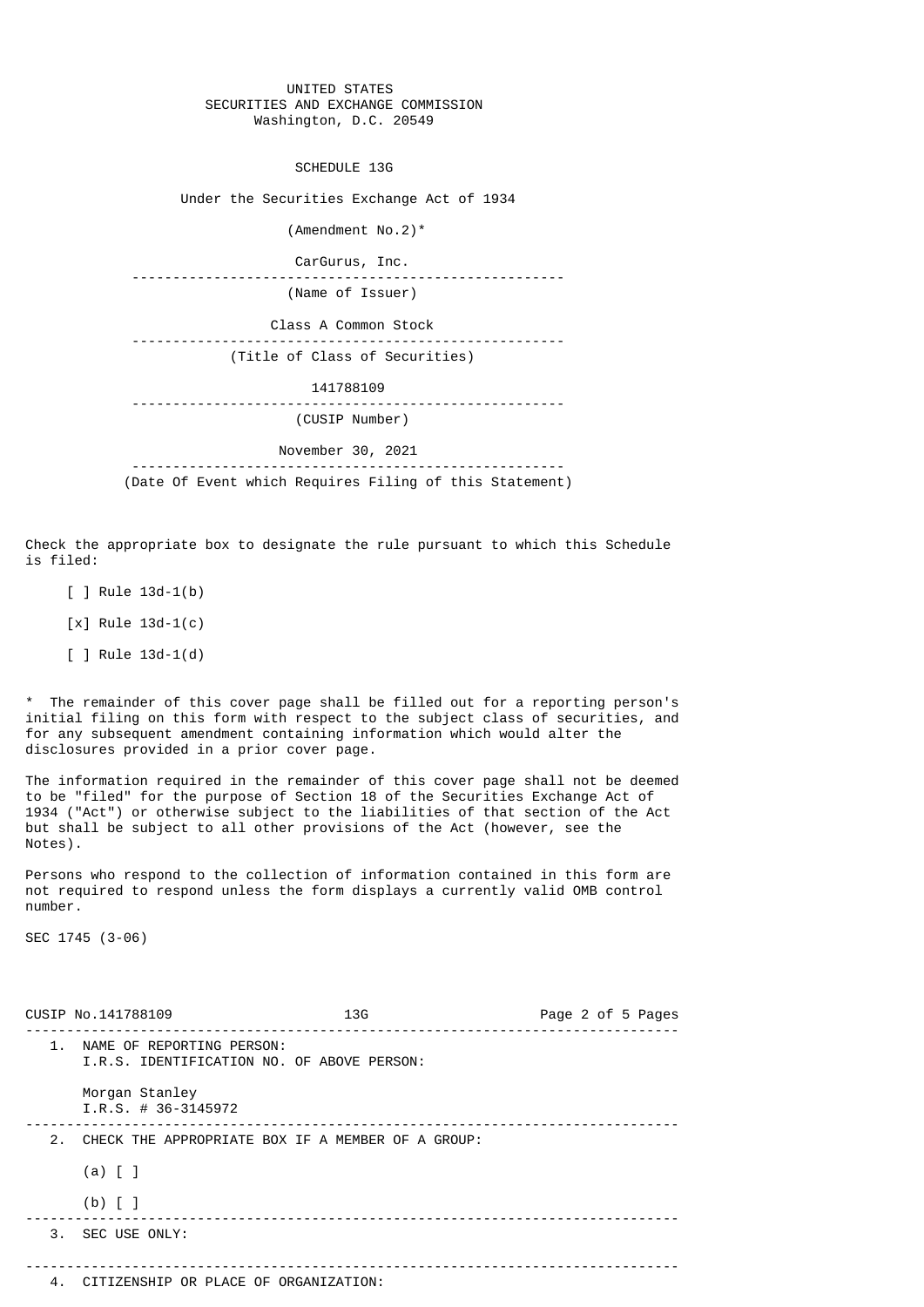UNITED STATES
SECURITIES AND EXCHANGE COMMISSION
Washington, D.C. 20549

# SCHEDULE 13G

Under the Securities Exchange Act of 1934

(Amendment No.2)*

CarGurus, Inc.

(Name of Issuer)

Class A Common Stock

(Title of Class of Securities)

141788109

(CUSIP Number)

November 30, 2021

(Date Of Event which Requires Filing of this Statement)

Check the appropriate box to designate the rule pursuant to which this Schedule is filed:

[ ] Rule 13d-1(b)

[x] Rule 13d-1(c)

[ ] Rule 13d-1(d)

* The remainder of this cover page shall be filled out for a reporting person's initial filing on this form with respect to the subject class of securities, and for any subsequent amendment containing information which would alter the disclosures provided in a prior cover page.

The information required in the remainder of this cover page shall not be deemed to be "filed" for the purpose of Section 18 of the Securities Exchange Act of 1934 ("Act") or otherwise subject to the liabilities of that section of the Act but shall be subject to all other provisions of the Act (however, see the Notes).

Persons who respond to the collection of information contained in this form are not required to respond unless the form displays a currently valid OMB control number.

SEC 1745 (3-06)

CUSIP No.141788109 13G

1. NAME OF REPORTING PERSON:
   I.R.S. IDENTIFICATION NO. OF ABOVE PERSON:

   Morgan Stanley
   I.R.S. # 36-3145972

2. CHECK THE APPROPRIATE BOX IF A MEMBER OF A GROUP:

   (a) [ ]

   (b) [ ]

3. SEC USE ONLY:

4. CITIZENSHIP OR PLACE OF ORGANIZATION: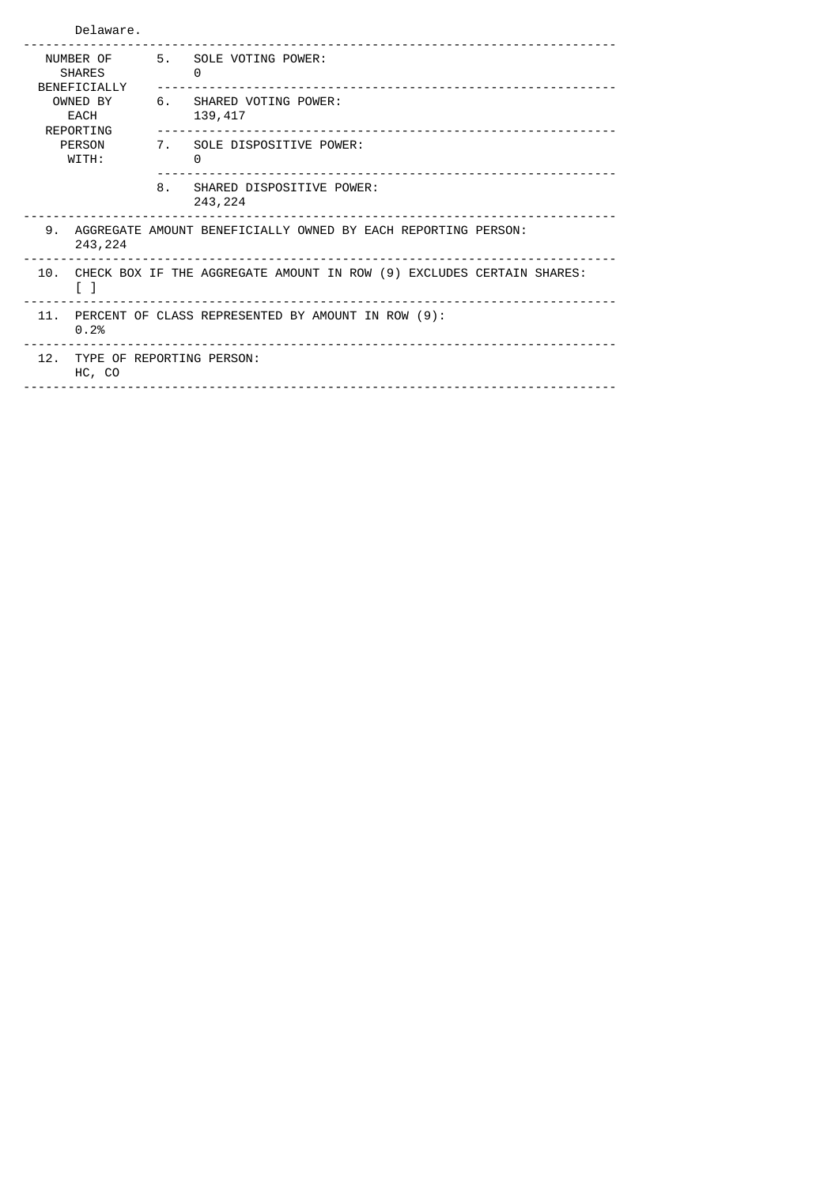Delaware.

| NUMBER OF SHARES BENEFICIALLY OWNED BY EACH REPORTING PERSON WITH: | | |
|---|---|---|
| | 5. | SOLE VOTING POWER: 0 |
| | 6. | SHARED VOTING POWER: 139,417 |
| | 7. | SOLE DISPOSITIVE POWER: 0 |
| | 8. | SHARED DISPOSITIVE POWER: 243,224 |

| | |
|---|---|
| 9. | AGGREGATE AMOUNT BENEFICIALLY OWNED BY EACH REPORTING PERSON: 243,224 |
| 10. | CHECK BOX IF THE AGGREGATE AMOUNT IN ROW (9) EXCLUDES CERTAIN SHARES: [ ] |
| 11. | PERCENT OF CLASS REPRESENTED BY AMOUNT IN ROW (9): 0.2% |
| 12. | TYPE OF REPORTING PERSON: HC, CO |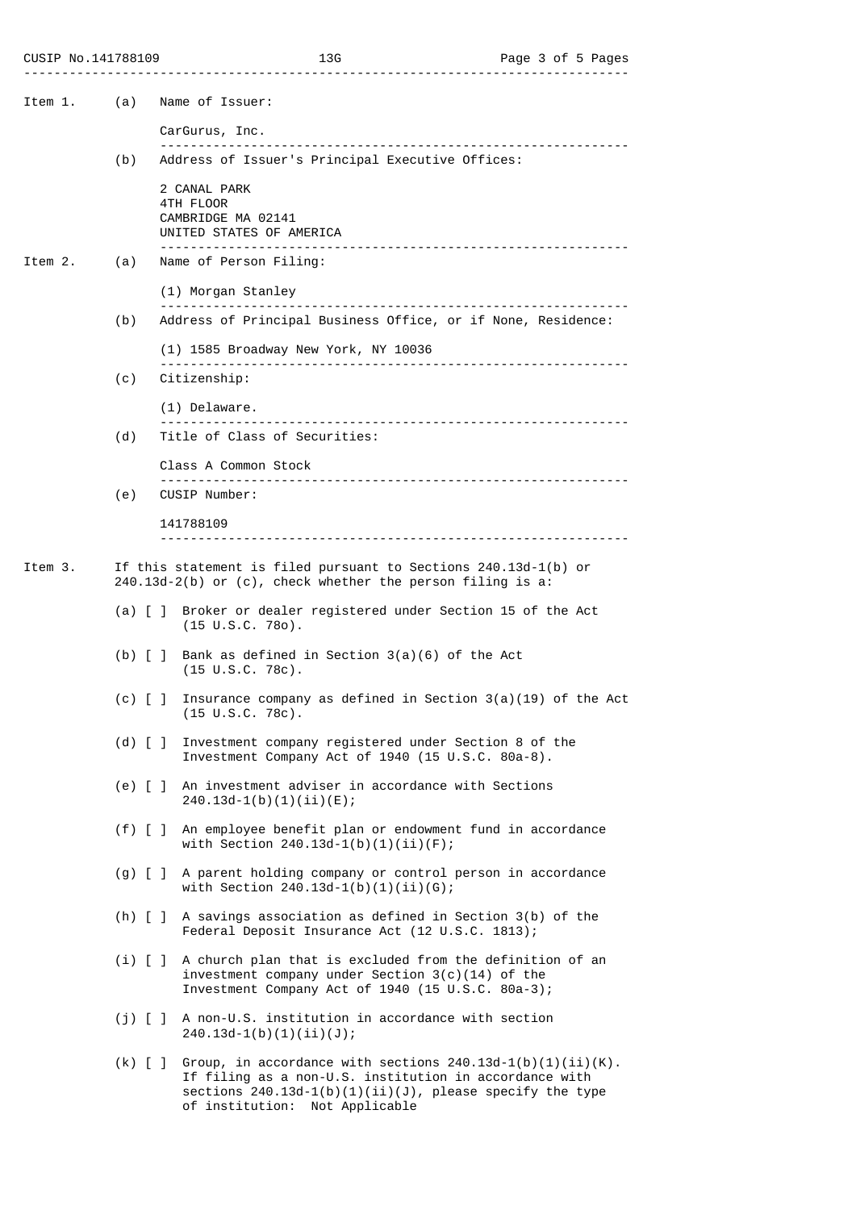**Item 1.**

(a) Name of Issuer:

CarGurus, Inc.

(b) Address of Issuer's Principal Executive Offices:

2 CANAL PARK
4TH FLOOR
CAMBRIDGE MA 02141
UNITED STATES OF AMERICA

**Item 2.**

(a) Name of Person Filing:

(1) Morgan Stanley

(b) Address of Principal Business Office, or if None, Residence:

(1) 1585 Broadway New York, NY 10036

(c) Citizenship:

(1) Delaware.

(d) Title of Class of Securities:

Class A Common Stock

(e) CUSIP Number:

141788109

**Item 3.** If this statement is filed pursuant to Sections 240.13d-1(b) or 240.13d-2(b) or (c), check whether the person filing is a:

(a) [ ] Broker or dealer registered under Section 15 of the Act (15 U.S.C. 78o).

(b) [ ] Bank as defined in Section 3(a)(6) of the Act (15 U.S.C. 78c).

(c) [ ] Insurance company as defined in Section 3(a)(19) of the Act (15 U.S.C. 78c).

(d) [ ] Investment company registered under Section 8 of the Investment Company Act of 1940 (15 U.S.C. 80a-8).

(e) [ ] An investment adviser in accordance with Sections 240.13d-1(b)(1)(ii)(E);

(f) [ ] An employee benefit plan or endowment fund in accordance with Section 240.13d-1(b)(1)(ii)(F);

(g) [ ] A parent holding company or control person in accordance with Section 240.13d-1(b)(1)(ii)(G);

(h) [ ] A savings association as defined in Section 3(b) of the Federal Deposit Insurance Act (12 U.S.C. 1813);

(i) [ ] A church plan that is excluded from the definition of an investment company under Section 3(c)(14) of the Investment Company Act of 1940 (15 U.S.C. 80a-3);

(j) [ ] A non-U.S. institution in accordance with section 240.13d-1(b)(1)(ii)(J);

(k) [ ] Group, in accordance with sections 240.13d-1(b)(1)(ii)(K). If filing as a non-U.S. institution in accordance with sections 240.13d-1(b)(1)(ii)(J), please specify the type of institution: Not Applicable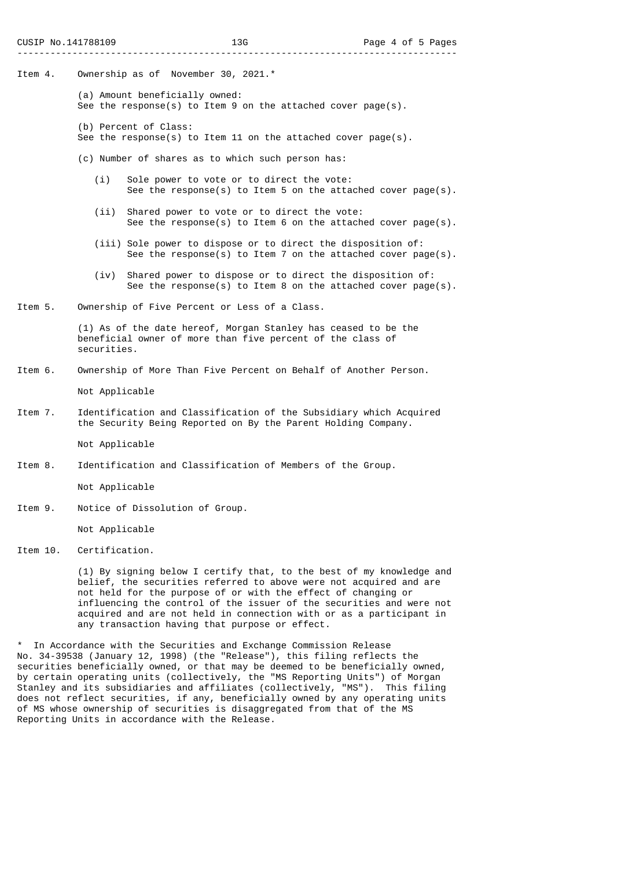Item 4. Ownership as of November 30, 2021.*

(a) Amount beneficially owned:
See the response(s) to Item 9 on the attached cover page(s).

(b) Percent of Class:
See the response(s) to Item 11 on the attached cover page(s).

(c) Number of shares as to which such person has:

(i) Sole power to vote or to direct the vote:
See the response(s) to Item 5 on the attached cover page(s).

(ii) Shared power to vote or to direct the vote:
See the response(s) to Item 6 on the attached cover page(s).

(iii) Sole power to dispose or to direct the disposition of:
See the response(s) to Item 7 on the attached cover page(s).

(iv) Shared power to dispose or to direct the disposition of:
See the response(s) to Item 8 on the attached cover page(s).

Item 5. Ownership of Five Percent or Less of a Class.

(1) As of the date hereof, Morgan Stanley has ceased to be the beneficial owner of more than five percent of the class of securities.

Item 6. Ownership of More Than Five Percent on Behalf of Another Person.

Not Applicable

Item 7. Identification and Classification of the Subsidiary which Acquired the Security Being Reported on By the Parent Holding Company.

Not Applicable

Item 8. Identification and Classification of Members of the Group.

Not Applicable

Item 9. Notice of Dissolution of Group.

Not Applicable

Item 10. Certification.

(1) By signing below I certify that, to the best of my knowledge and belief, the securities referred to above were not acquired and are not held for the purpose of or with the effect of changing or influencing the control of the issuer of the securities and were not acquired and are not held in connection with or as a participant in any transaction having that purpose or effect.

* In Accordance with the Securities and Exchange Commission Release No. 34-39538 (January 12, 1998) (the "Release"), this filing reflects the securities beneficially owned, or that may be deemed to be beneficially owned, by certain operating units (collectively, the "MS Reporting Units") of Morgan Stanley and its subsidiaries and affiliates (collectively, "MS"). This filing does not reflect securities, if any, beneficially owned by any operating units of MS whose ownership of securities is disaggregated from that of the MS Reporting Units in accordance with the Release.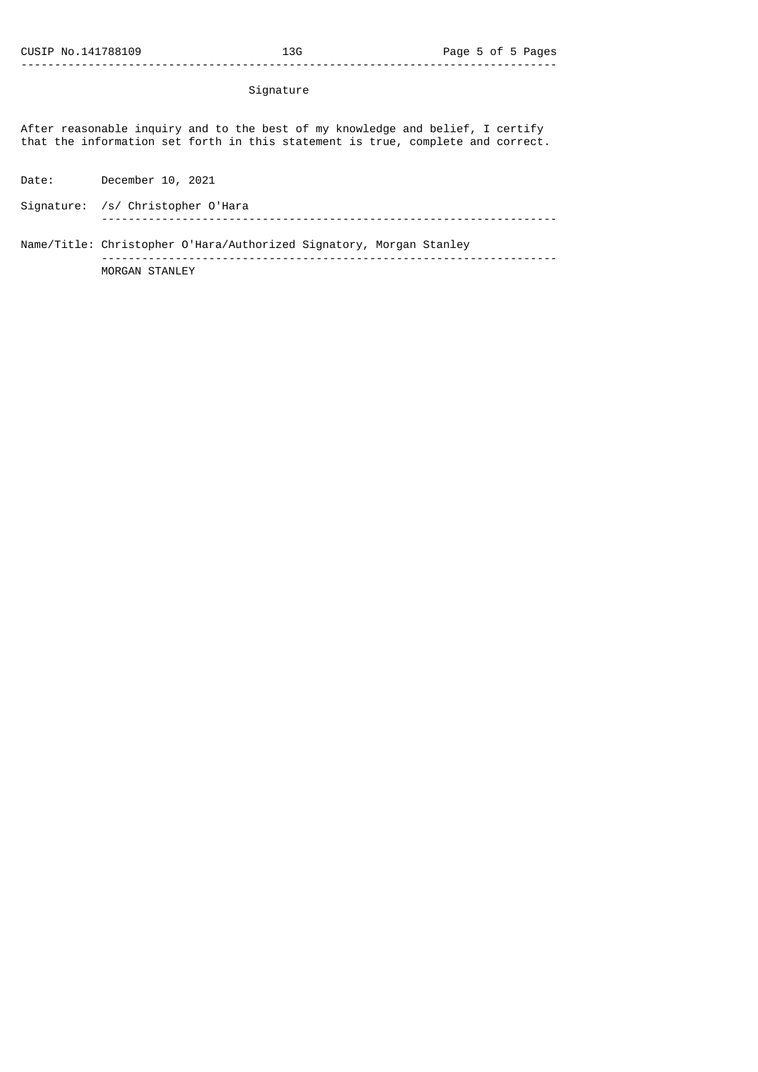## Signature

After reasonable inquiry and to the best of my knowledge and belief, I certify that the information set forth in this statement is true, complete and correct.

Date: December 10, 2021

Signature: /s/ Christopher O'Hara

Name/Title: Christopher O'Hara/Authorized Signatory, Morgan Stanley

MORGAN STANLEY